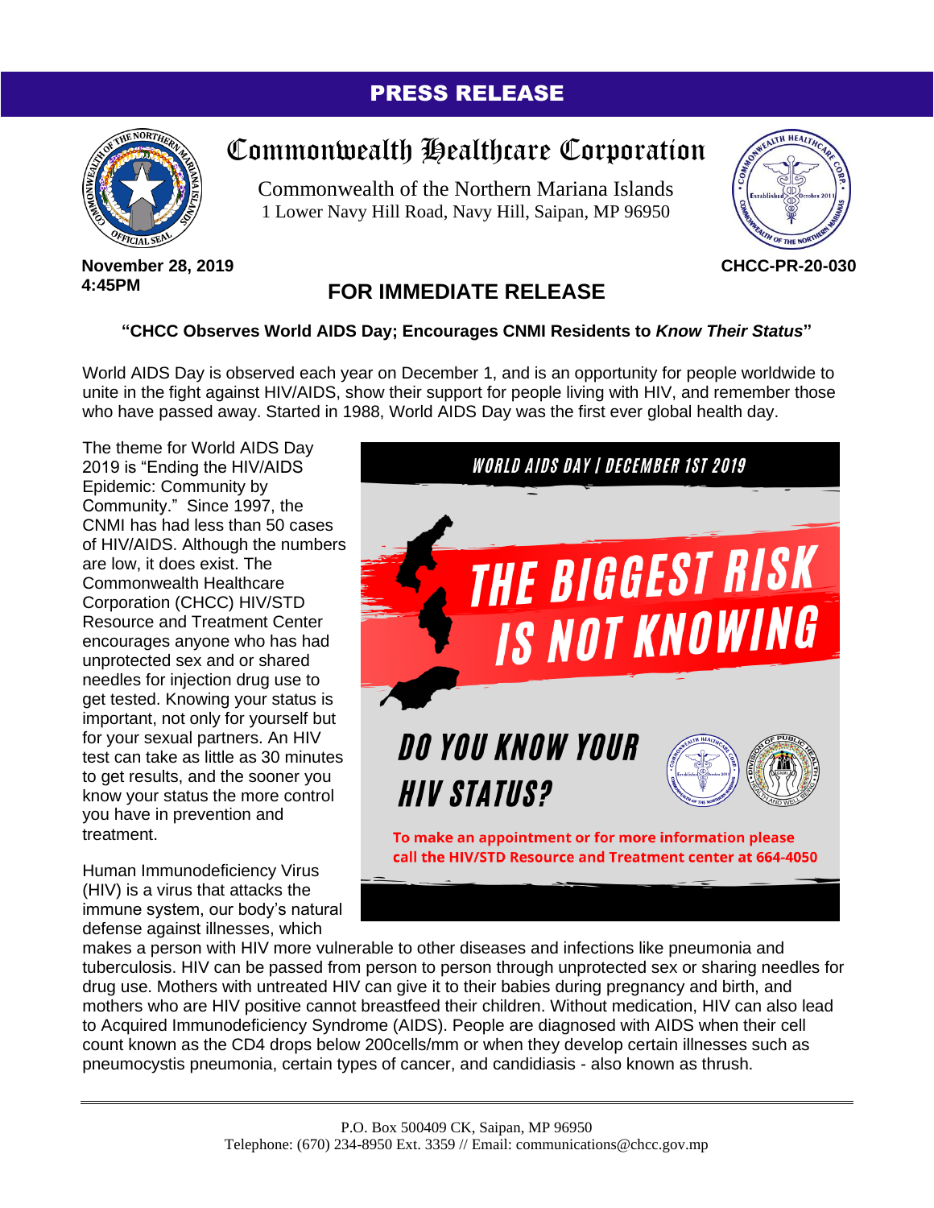# PRESS RELEASE

## Commonwealth Healthcare Corporation

Commonwealth of the Northern Mariana Islands
1 Lower Navy Hill Road, Navy Hill, Saipan, MP 96950

**November 28, 2019**
**4:45PM**

**CHCC-PR-20-030**

## FOR IMMEDIATE RELEASE

**"CHCC Observes World AIDS Day; Encourages CNMI Residents to *Know Their Status*"**

World AIDS Day is observed each year on December 1, and is an opportunity for people worldwide to unite in the fight against HIV/AIDS, show their support for people living with HIV, and remember those who have passed away. Started in 1988, World AIDS Day was the first ever global health day.

The theme for World AIDS Day 2019 is "Ending the HIV/AIDS Epidemic: Community by Community." Since 1997, the CNMI has had less than 50 cases of HIV/AIDS. Although the numbers are low, it does exist. The Commonwealth Healthcare Corporation (CHCC) HIV/STD Resource and Treatment Center encourages anyone who has had unprotected sex and or shared needles for injection drug use to get tested. Knowing your status is important, not only for yourself but for your sexual partners. An HIV test can take as little as 30 minutes to get results, and the sooner you know your status the more control you have in prevention and treatment.

WORLD AIDS DAY | DECEMBER 1ST 2019

THE BIGGEST RISK IS NOT KNOWING

DO YOU KNOW YOUR HIV STATUS?

To make an appointment or for more information please call the HIV/STD Resource and Treatment center at 664-4050

Human Immunodeficiency Virus (HIV) is a virus that attacks the immune system, our body's natural defense against illnesses, which makes a person with HIV more vulnerable to other diseases and infections like pneumonia and tuberculosis. HIV can be passed from person to person through unprotected sex or sharing needles for drug use. Mothers with untreated HIV can give it to their babies during pregnancy and birth, and mothers who are HIV positive cannot breastfeed their children. Without medication, HIV can also lead to Acquired Immunodeficiency Syndrome (AIDS). People are diagnosed with AIDS when their cell count known as the CD4 drops below 200cells/mm or when they develop certain illnesses such as pneumocystis pneumonia, certain types of cancer, and candidiasis - also known as thrush.

P.O. Box 500409 CK, Saipan, MP 96950
Telephone: (670) 234-8950 Ext. 3359 // Email: communications@chcc.gov.mp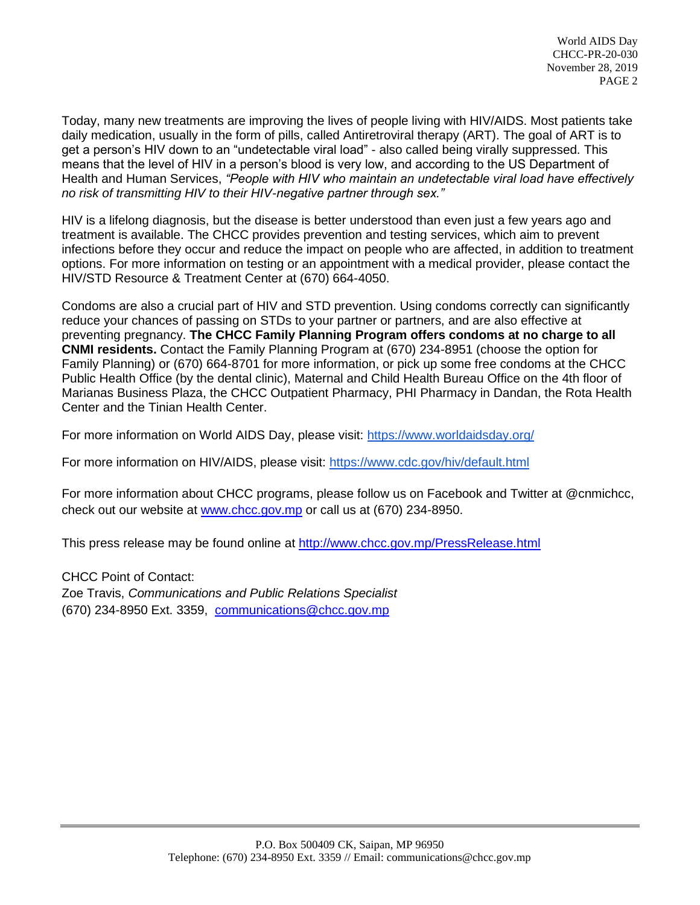Today, many new treatments are improving the lives of people living with HIV/AIDS. Most patients take daily medication, usually in the form of pills, called Antiretroviral therapy (ART). The goal of ART is to get a person's HIV down to an "undetectable viral load" - also called being virally suppressed. This means that the level of HIV in a person's blood is very low, and according to the US Department of Health and Human Services, *"People with HIV who maintain an undetectable viral load have effectively no risk of transmitting HIV to their HIV-negative partner through sex."*

HIV is a lifelong diagnosis, but the disease is better understood than even just a few years ago and treatment is available. The CHCC provides prevention and testing services, which aim to prevent infections before they occur and reduce the impact on people who are affected, in addition to treatment options. For more information on testing or an appointment with a medical provider, please contact the HIV/STD Resource & Treatment Center at (670) 664-4050.

Condoms are also a crucial part of HIV and STD prevention. Using condoms correctly can significantly reduce your chances of passing on STDs to your partner or partners, and are also effective at preventing pregnancy. **The CHCC Family Planning Program offers condoms at no charge to all CNMI residents.** Contact the Family Planning Program at (670) 234-8951 (choose the option for Family Planning) or (670) 664-8701 for more information, or pick up some free condoms at the CHCC Public Health Office (by the dental clinic), Maternal and Child Health Bureau Office on the 4th floor of Marianas Business Plaza, the CHCC Outpatient Pharmacy, PHI Pharmacy in Dandan, the Rota Health Center and the Tinian Health Center.

For more information on World AIDS Day, please visit: https://www.worldaidsday.org/

For more information on HIV/AIDS, please visit: https://www.cdc.gov/hiv/default.html

For more information about CHCC programs, please follow us on Facebook and Twitter at @cnmichcc, check out our website at www.chcc.gov.mp or call us at (670) 234-8950.

This press release may be found online at http://www.chcc.gov.mp/PressRelease.html

CHCC Point of Contact:
Zoe Travis, *Communications and Public Relations Specialist*
(670) 234-8950 Ext. 3359, communications@chcc.gov.mp